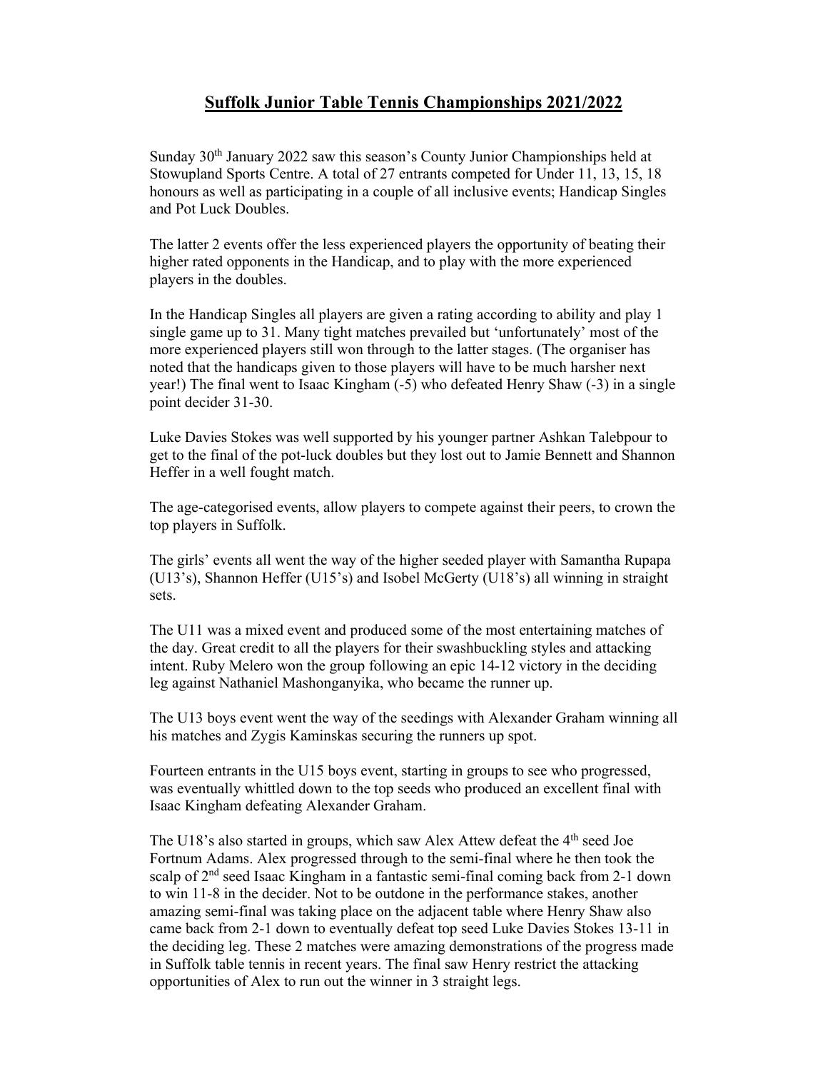# Suffolk Junior Table Tennis Championships 2021/2022

Sunday 30th January 2022 saw this season's County Junior Championships held at Stowupland Sports Centre. A total of 27 entrants competed for Under 11, 13, 15, 18 honours as well as participating in a couple of all inclusive events; Handicap Singles and Pot Luck Doubles.

The latter 2 events offer the less experienced players the opportunity of beating their higher rated opponents in the Handicap, and to play with the more experienced players in the doubles.

In the Handicap Singles all players are given a rating according to ability and play 1 single game up to 31. Many tight matches prevailed but 'unfortunately' most of the more experienced players still won through to the latter stages. (The organiser has noted that the handicaps given to those players will have to be much harsher next year!) The final went to Isaac Kingham (-5) who defeated Henry Shaw (-3) in a single point decider 31-30.

Luke Davies Stokes was well supported by his younger partner Ashkan Talebpour to get to the final of the pot-luck doubles but they lost out to Jamie Bennett and Shannon Heffer in a well fought match.

The age-categorised events, allow players to compete against their peers, to crown the top players in Suffolk.

The girls' events all went the way of the higher seeded player with Samantha Rupapa (U13's), Shannon Heffer (U15's) and Isobel McGerty (U18's) all winning in straight sets.

The U11 was a mixed event and produced some of the most entertaining matches of the day. Great credit to all the players for their swashbuckling styles and attacking intent. Ruby Melero won the group following an epic 14-12 victory in the deciding leg against Nathaniel Mashonganyika, who became the runner up.

The U13 boys event went the way of the seedings with Alexander Graham winning all his matches and Zygis Kaminskas securing the runners up spot.

Fourteen entrants in the U15 boys event, starting in groups to see who progressed, was eventually whittled down to the top seeds who produced an excellent final with Isaac Kingham defeating Alexander Graham.

The U18's also started in groups, which saw Alex Attew defeat the 4th seed Joe Fortnum Adams. Alex progressed through to the semi-final where he then took the scalp of 2nd seed Isaac Kingham in a fantastic semi-final coming back from 2-1 down to win 11-8 in the decider. Not to be outdone in the performance stakes, another amazing semi-final was taking place on the adjacent table where Henry Shaw also came back from 2-1 down to eventually defeat top seed Luke Davies Stokes 13-11 in the deciding leg. These 2 matches were amazing demonstrations of the progress made in Suffolk table tennis in recent years. The final saw Henry restrict the attacking opportunities of Alex to run out the winner in 3 straight legs.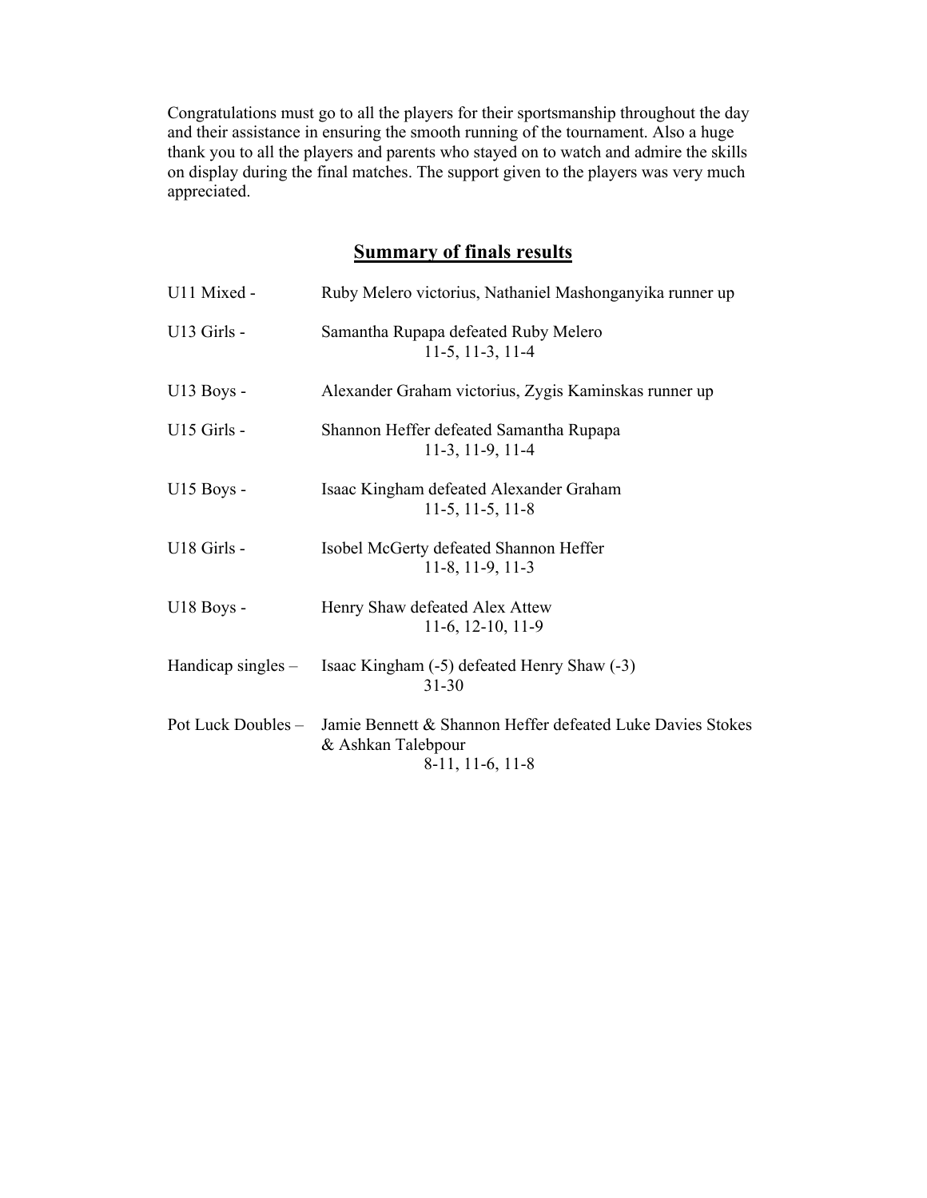Congratulations must go to all the players for their sportsmanship throughout the day and their assistance in ensuring the smooth running of the tournament. Also a huge thank you to all the players and parents who stayed on to watch and admire the skills on display during the final matches. The support given to the players was very much appreciated.

## **Summary of finals results**

U11 Mixed - Ruby Melero victorius, Nathaniel Mashonganyika runner up

U13 Girls - Samantha Rupapa defeated Ruby Melero
11-5, 11-3, 11-4

U13 Boys - Alexander Graham victorius, Zygis Kaminskas runner up

U15 Girls - Shannon Heffer defeated Samantha Rupapa
11-3, 11-9, 11-4

U15 Boys - Isaac Kingham defeated Alexander Graham
11-5, 11-5, 11-8

U18 Girls - Isobel McGerty defeated Shannon Heffer
11-8, 11-9, 11-3

U18 Boys - Henry Shaw defeated Alex Attew
11-6, 12-10, 11-9

Handicap singles – Isaac Kingham (-5) defeated Henry Shaw (-3)
31-30

Pot Luck Doubles – Jamie Bennett & Shannon Heffer defeated Luke Davies Stokes & Ashkan Talebpour
8-11, 11-6, 11-8